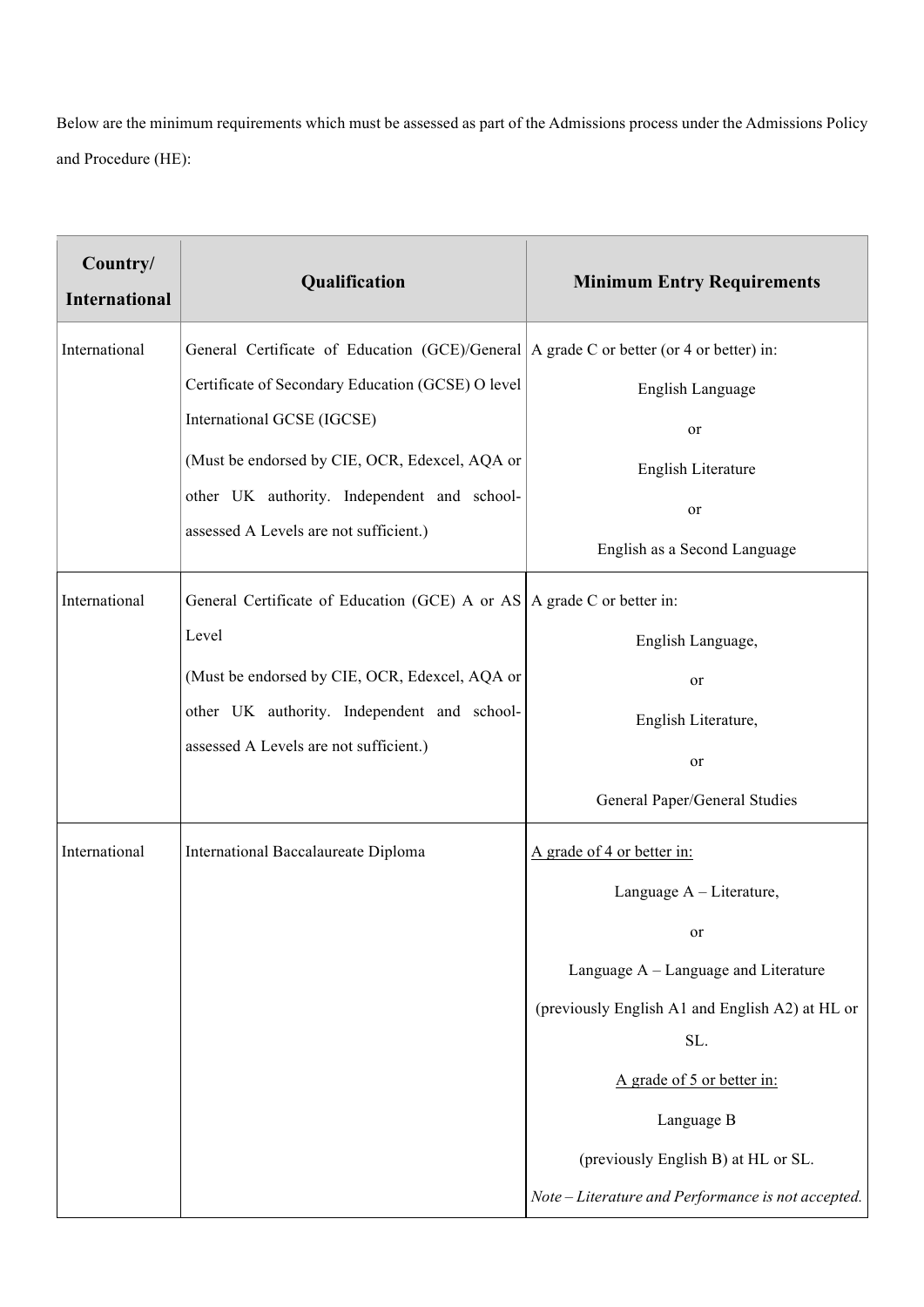Below are the minimum requirements which must be assessed as part of the Admissions process under the Admissions Policy and Procedure (HE):

| Country/ International | Qualification | Minimum Entry Requirements |
| --- | --- | --- |
| International | General Certificate of Education (GCE)/General Certificate of Secondary Education (GCSE) O level International GCSE (IGCSE)<br><br>(Must be endorsed by CIE, OCR, Edexcel, AQA or other UK authority. Independent and school-assessed A Levels are not sufficient.) | A grade C or better (or 4 or better) in:<br>English Language<br>or<br>English Literature<br>or<br>English as a Second Language |
| International | General Certificate of Education (GCE) A or AS Level<br><br>(Must be endorsed by CIE, OCR, Edexcel, AQA or other UK authority. Independent and school-assessed A Levels are not sufficient.) | A grade C or better in:<br>English Language,<br>or<br>English Literature,<br>or<br>General Paper/General Studies |
| International | International Baccalaureate Diploma | A grade of 4 or better in:<br>Language A – Literature,<br>or<br>Language A – Language and Literature<br>(previously English A1 and English A2) at HL or SL.<br>A grade of 5 or better in:<br>Language B<br>(previously English B) at HL or SL.<br>*Note – Literature and Performance is not accepted.* |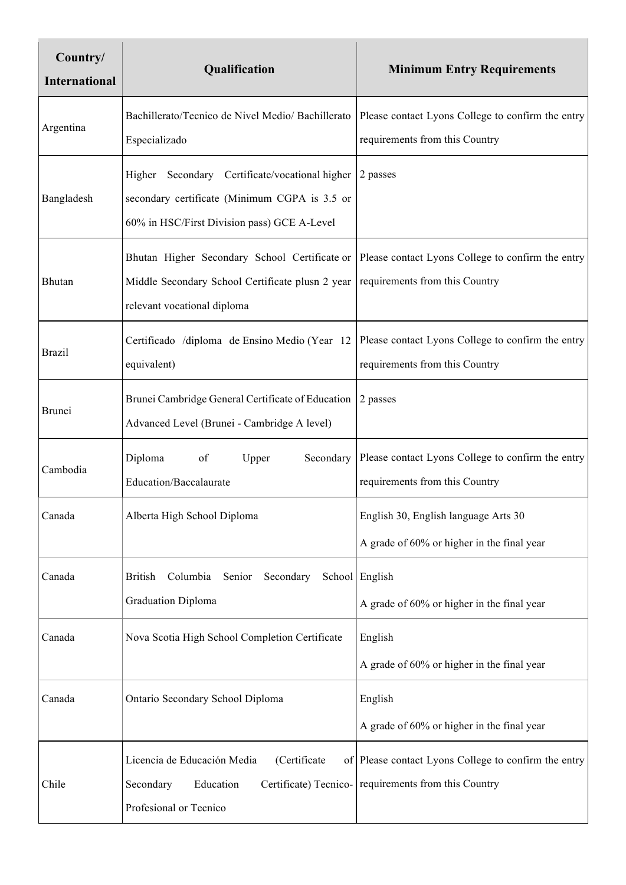| Country/ International | Qualification | Minimum Entry Requirements |
|---|---|---|
| Argentina | Bachillerato/Tecnico de Nivel Medio/ Bachillerato Especializado | Please contact Lyons College to confirm the entry requirements from this Country |
| Bangladesh | Higher Secondary Certificate/vocational higher secondary certificate (Minimum CGPA is 3.5 or 60% in HSC/First Division pass) GCE A-Level | 2 passes |
| Bhutan | Bhutan Higher Secondary School Certificate or Middle Secondary School Certificate plusn 2 year relevant vocational diploma | Please contact Lyons College to confirm the entry requirements from this Country |
| Brazil | Certificado /diploma de Ensino Medio (Year 12 equivalent) | Please contact Lyons College to confirm the entry requirements from this Country |
| Brunei | Brunei Cambridge General Certificate of Education Advanced Level (Brunei - Cambridge A level) | 2 passes |
| Cambodia | Diploma of Upper Secondary Education/Baccalaurate | Please contact Lyons College to confirm the entry requirements from this Country |
| Canada | Alberta High School Diploma | English 30, English language Arts 30<br>A grade of 60% or higher in the final year |
| Canada | British Columbia Senior Secondary School Graduation Diploma | English<br>A grade of 60% or higher in the final year |
| Canada | Nova Scotia High School Completion Certificate | English<br>A grade of 60% or higher in the final year |
| Canada | Ontario Secondary School Diploma | English<br>A grade of 60% or higher in the final year |
| Chile | Licencia de Educación Media (Certificate of Secondary Education Certificate) Tecnico-Profesional or Tecnico | Please contact Lyons College to confirm the entry requirements from this Country |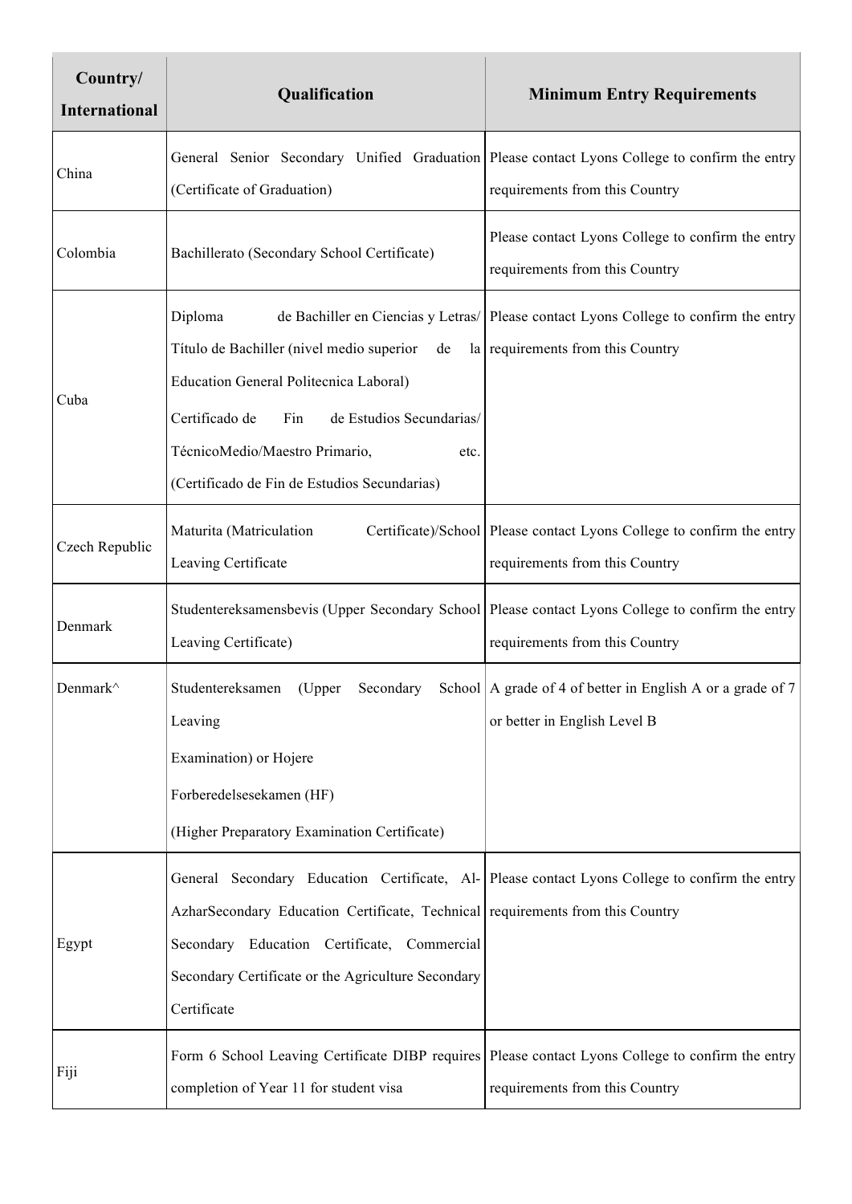| Country/ International | Qualification | Minimum Entry Requirements |
|---|---|---|
| China | General Senior Secondary Unified Graduation (Certificate of Graduation) | Please contact Lyons College to confirm the entry requirements from this Country |
| Colombia | Bachillerato (Secondary School Certificate) | Please contact Lyons College to confirm the entry requirements from this Country |
| Cuba | Diploma de Bachiller en Ciencias y Letras/ Título de Bachiller (nivel medio superior de la Education General Politecnica Laboral)<br>Certificado de Fin de Estudios Secundarias/ TécnicoMedio/Maestro Primario, etc. (Certificado de Fin de Estudios Secundarias) | Please contact Lyons College to confirm the entry requirements from this Country |
| Czech Republic | Maturita (Matriculation Certificate)/School Leaving Certificate | Please contact Lyons College to confirm the entry requirements from this Country |
| Denmark | Studentereksamensbevis (Upper Secondary School Leaving Certificate) | Please contact Lyons College to confirm the entry requirements from this Country |
| Denmark^ | Studentereksamen (Upper Secondary School Leaving<br>Examination) or Hojere<br>Forberedelsesekamen (HF)<br>(Higher Preparatory Examination Certificate) | A grade of 4 of better in English A or a grade of 7 or better in English Level B |
| Egypt | General Secondary Education Certificate, Al-AzharSecondary Education Certificate, Technical Secondary Education Certificate, Commercial Secondary Certificate or the Agriculture Secondary Certificate | Please contact Lyons College to confirm the entry requirements from this Country |
| Fiji | Form 6 School Leaving Certificate DIBP requires completion of Year 11 for student visa | Please contact Lyons College to confirm the entry requirements from this Country |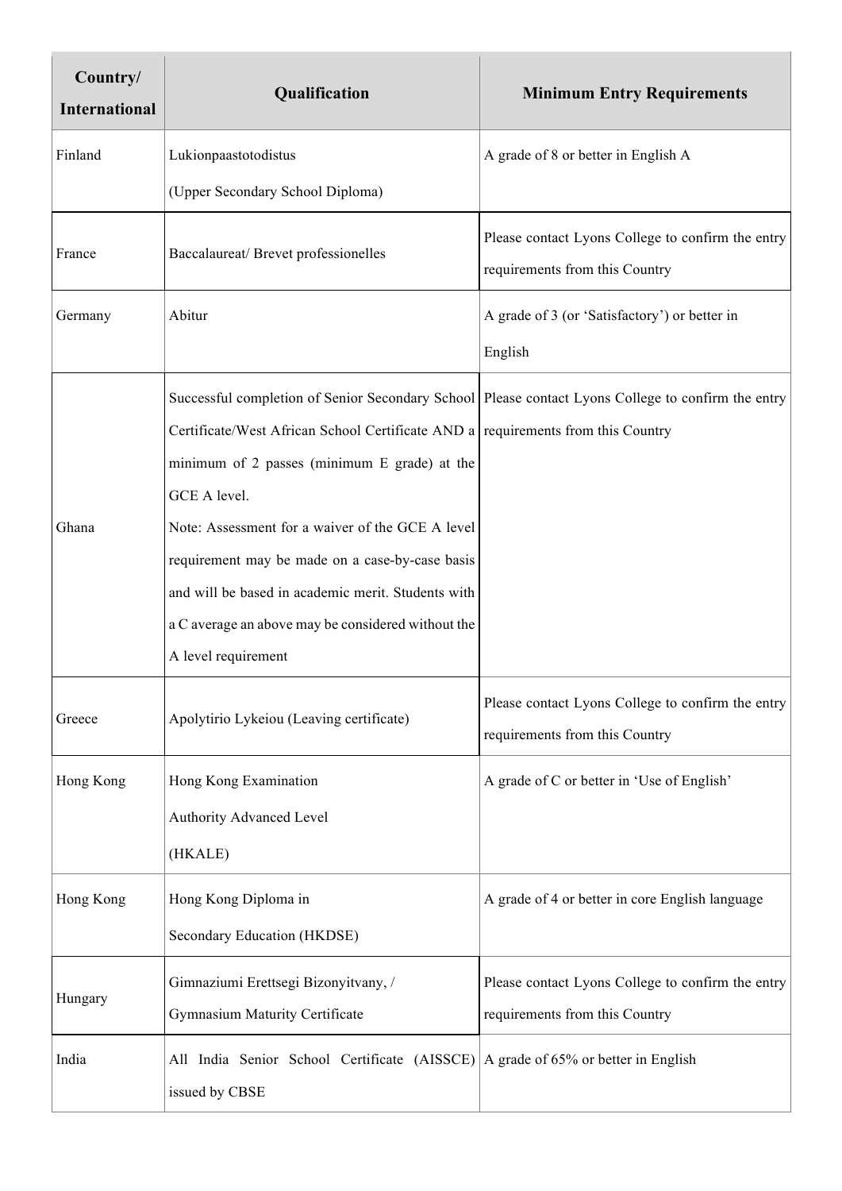| Country/ International | Qualification | Minimum Entry Requirements |
|---|---|---|
| Finland | Lukionpaastotodistus (Upper Secondary School Diploma) | A grade of 8 or better in English A |
| France | Baccalaureat/ Brevet professionelles | Please contact Lyons College to confirm the entry requirements from this Country |
| Germany | Abitur | A grade of 3 (or 'Satisfactory') or better in English |
| Ghana | Successful completion of Senior Secondary School Certificate/West African School Certificate AND a minimum of 2 passes (minimum E grade) at the GCE A level. Note: Assessment for a waiver of the GCE A level requirement may be made on a case-by-case basis and will be based in academic merit. Students with a C average an above may be considered without the A level requirement | Please contact Lyons College to confirm the entry requirements from this Country |
| Greece | Apolytirio Lykeiou (Leaving certificate) | Please contact Lyons College to confirm the entry requirements from this Country |
| Hong Kong | Hong Kong Examination Authority Advanced Level (HKALE) | A grade of C or better in 'Use of English' |
| Hong Kong | Hong Kong Diploma in Secondary Education (HKDSE) | A grade of 4 or better in core English language |
| Hungary | Gimnaziumi Erettsegi Bizonyitvany, / Gymnasium Maturity Certificate | Please contact Lyons College to confirm the entry requirements from this Country |
| India | All India Senior School Certificate (AISSCE) issued by CBSE | A grade of 65% or better in English |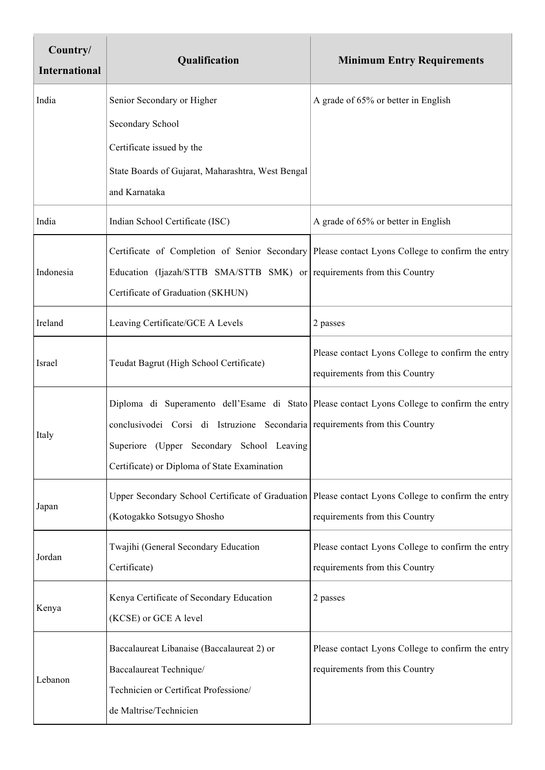| Country/ International | Qualification | Minimum Entry Requirements |
|---|---|---|
| India | Senior Secondary or Higher Secondary School Certificate issued by the State Boards of Gujarat, Maharashtra, West Bengal and Karnataka | A grade of 65% or better in English |
| India | Indian School Certificate (ISC) | A grade of 65% or better in English |
| Indonesia | Certificate of Completion of Senior Secondary Education (Ijazah/STTB SMA/STTB SMK) or Certificate of Graduation (SKHUN) | Please contact Lyons College to confirm the entry requirements from this Country |
| Ireland | Leaving Certificate/GCE A Levels | 2 passes |
| Israel | Teudat Bagrut (High School Certificate) | Please contact Lyons College to confirm the entry requirements from this Country |
| Italy | Diploma di Superamento dell'Esame di Stato conclusivodei Corsi di Istruzione Secondaria Superiore (Upper Secondary School Leaving Certificate) or Diploma of State Examination | Please contact Lyons College to confirm the entry requirements from this Country |
| Japan | Upper Secondary School Certificate of Graduation (Kotogakko Sotsugyo Shosho | Please contact Lyons College to confirm the entry requirements from this Country |
| Jordan | Twajihi (General Secondary Education Certificate) | Please contact Lyons College to confirm the entry requirements from this Country |
| Kenya | Kenya Certificate of Secondary Education (KCSE) or GCE A level | 2 passes |
| Lebanon | Baccalaureat Libanaise (Baccalaureat 2) or Baccalaureat Technique/ Technicien or Certificat Professione/ de Maltrise/Technicien | Please contact Lyons College to confirm the entry requirements from this Country |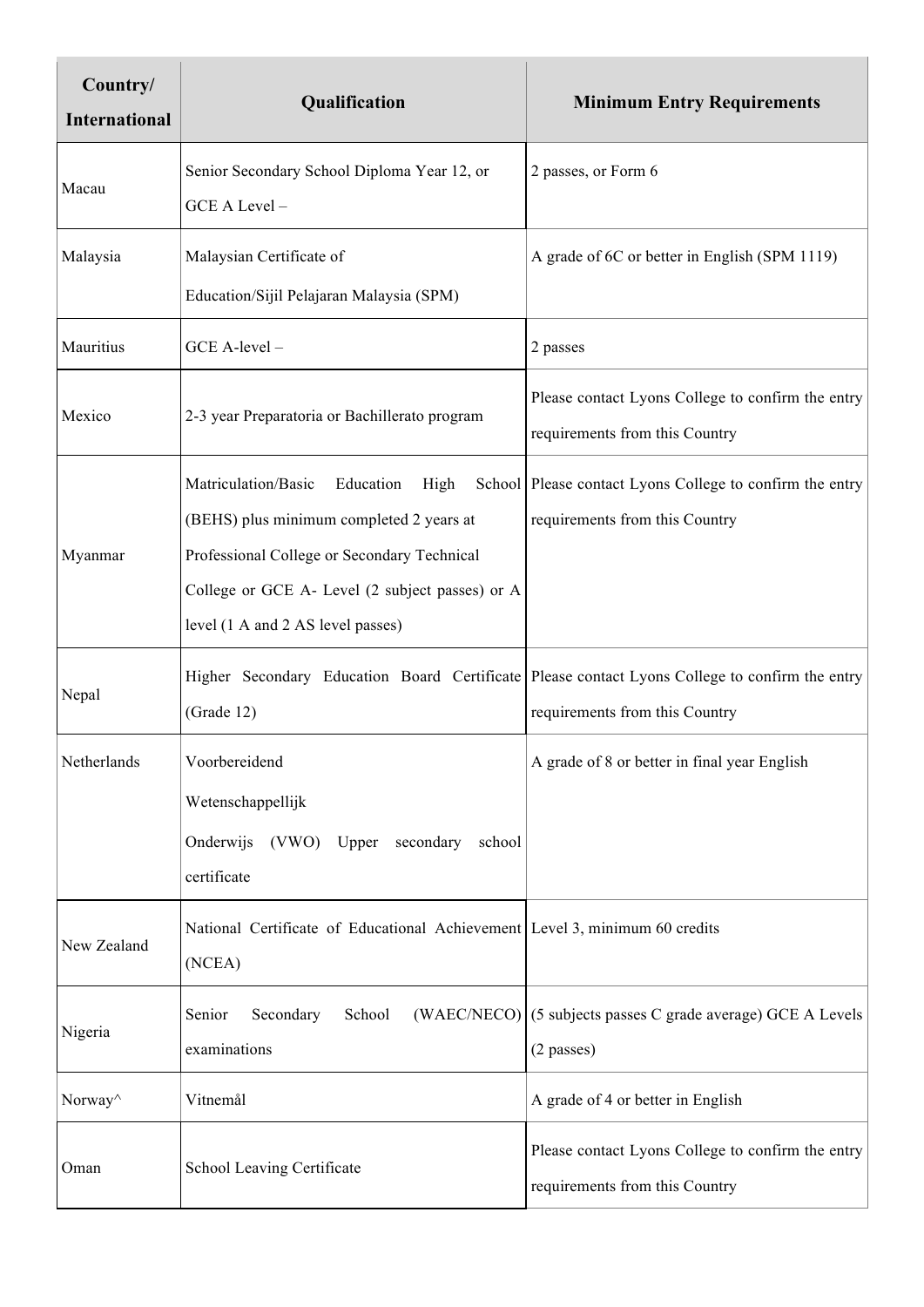| Country/ International | Qualification | Minimum Entry Requirements |
| --- | --- | --- |
| Macau | Senior Secondary School Diploma Year 12, or GCE A Level – | 2 passes, or Form 6 |
| Malaysia | Malaysian Certificate of Education/Sijil Pelajaran Malaysia (SPM) | A grade of 6C or better in English (SPM 1119) |
| Mauritius | GCE A-level – | 2 passes |
| Mexico | 2-3 year Preparatoria or Bachillerato program | Please contact Lyons College to confirm the entry requirements from this Country |
| Myanmar | Matriculation/Basic Education High School (BEHS) plus minimum completed 2 years at Professional College or Secondary Technical College or GCE A- Level (2 subject passes) or A level (1 A and 2 AS level passes) | Please contact Lyons College to confirm the entry requirements from this Country |
| Nepal | Higher Secondary Education Board Certificate (Grade 12) | Please contact Lyons College to confirm the entry requirements from this Country |
| Netherlands | Voorbereidend Wetenschappellijk Onderwijs (VWO) Upper secondary school certificate | A grade of 8 or better in final year English |
| New Zealand | National Certificate of Educational Achievement (NCEA) | Level 3, minimum 60 credits |
| Nigeria | Senior Secondary School (WAEC/NECO) examinations | (5 subjects passes C grade average) GCE A Levels (2 passes) |
| Norway^ | Vitnemål | A grade of 4 or better in English |
| Oman | School Leaving Certificate | Please contact Lyons College to confirm the entry requirements from this Country |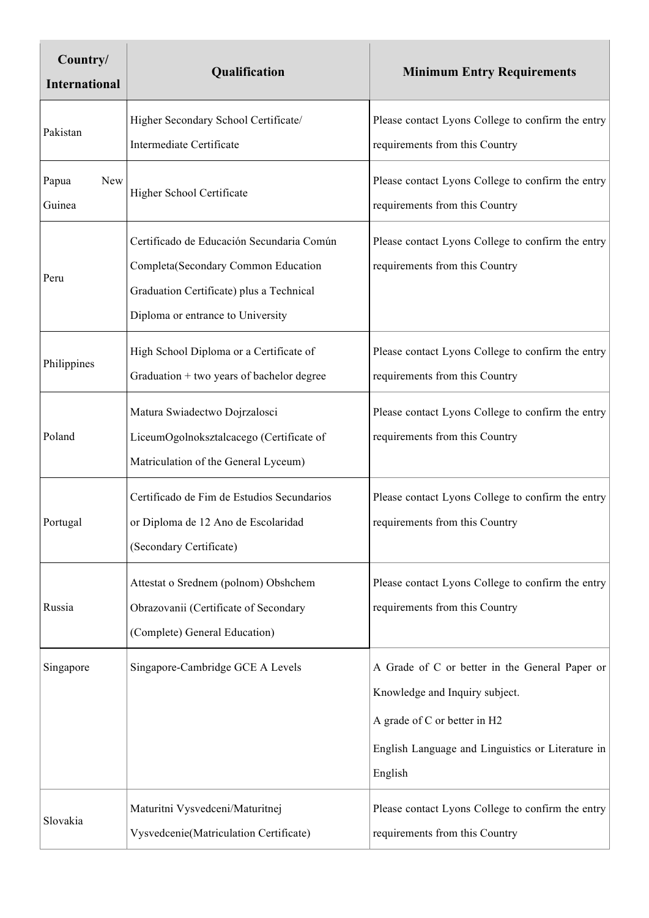| Country/ International | Qualification | Minimum Entry Requirements |
| --- | --- | --- |
| Pakistan | Higher Secondary School Certificate/ Intermediate Certificate | Please contact Lyons College to confirm the entry requirements from this Country |
| Papua New Guinea | Higher School Certificate | Please contact Lyons College to confirm the entry requirements from this Country |
| Peru | Certificado de Educación Secundaria Común Completa(Secondary Common Education Graduation Certificate) plus a Technical Diploma or entrance to University | Please contact Lyons College to confirm the entry requirements from this Country |
| Philippines | High School Diploma or a Certificate of Graduation + two years of bachelor degree | Please contact Lyons College to confirm the entry requirements from this Country |
| Poland | Matura Swiadectwo Dojrzalosci LiceumOgolnoksztalcacego (Certificate of Matriculation of the General Lyceum) | Please contact Lyons College to confirm the entry requirements from this Country |
| Portugal | Certificado de Fim de Estudios Secundarios or Diploma de 12 Ano de Escolaridad (Secondary Certificate) | Please contact Lyons College to confirm the entry requirements from this Country |
| Russia | Attestat o Srednem (polnom) Obshchem Obrazovanii (Certificate of Secondary (Complete) General Education) | Please contact Lyons College to confirm the entry requirements from this Country |
| Singapore | Singapore-Cambridge GCE A Levels | A Grade of C or better in the General Paper or Knowledge and Inquiry subject.<br>A grade of C or better in H2<br>English Language and Linguistics or Literature in English |
| Slovakia | Maturitni Vysvedceni/Maturitnej Vysvedcenie(Matriculation Certificate) | Please contact Lyons College to confirm the entry requirements from this Country |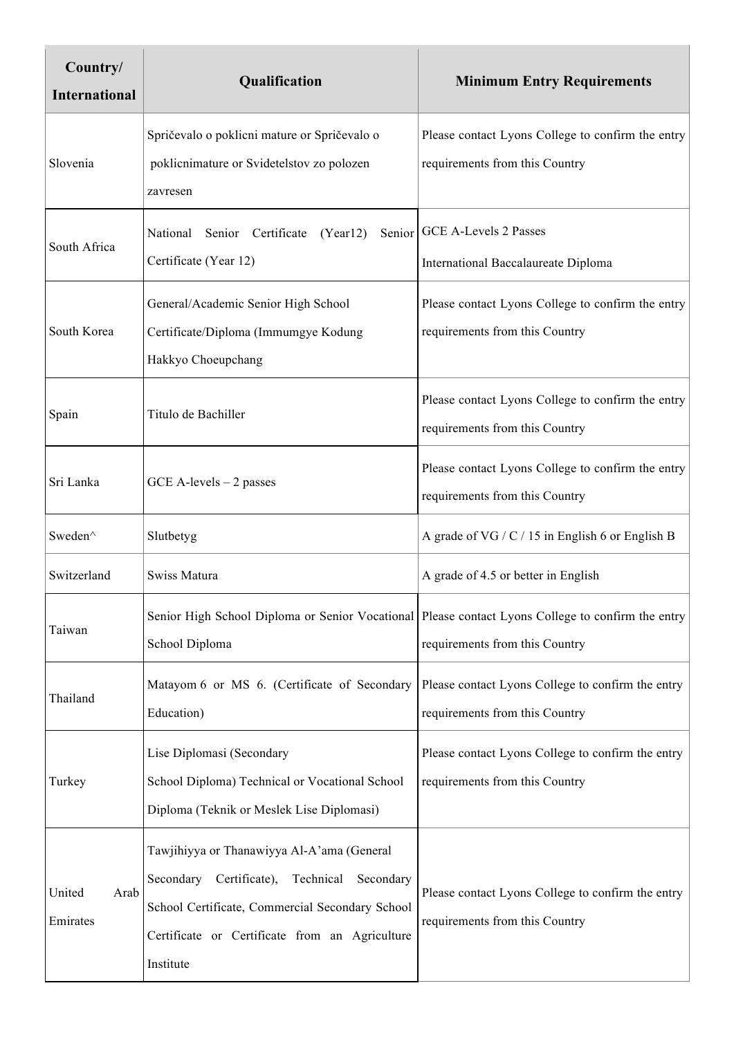| Country/ International | Qualification | Minimum Entry Requirements |
|---|---|---|
| Slovenia | Spričevalo o poklicni mature or Spričevalo o poklicnimature or Svidetelstov zo polozen zavresen | Please contact Lyons College to confirm the entry requirements from this Country |
| South Africa | National Senior Certificate (Year12) Senior Certificate (Year 12) | GCE A-Levels 2 Passes<br>International Baccalaureate Diploma |
| South Korea | General/Academic Senior High School Certificate/Diploma (Immumgye Kodung Hakkyo Choeupchang | Please contact Lyons College to confirm the entry requirements from this Country |
| Spain | Titulo de Bachiller | Please contact Lyons College to confirm the entry requirements from this Country |
| Sri Lanka | GCE A-levels – 2 passes | Please contact Lyons College to confirm the entry requirements from this Country |
| Sweden^ | Slutbetyg | A grade of VG / C / 15 in English 6 or English B |
| Switzerland | Swiss Matura | A grade of 4.5 or better in English |
| Taiwan | Senior High School Diploma or Senior Vocational School Diploma | Please contact Lyons College to confirm the entry requirements from this Country |
| Thailand | Matayom 6 or MS 6. (Certificate of Secondary Education) | Please contact Lyons College to confirm the entry requirements from this Country |
| Turkey | Lise Diplomasi (Secondary School Diploma) Technical or Vocational School Diploma (Teknik or Meslek Lise Diplomasi) | Please contact Lyons College to confirm the entry requirements from this Country |
| United Arab Emirates | Tawjihiyya or Thanawiyya Al-A'ama (General Secondary Certificate), Technical Secondary School Certificate, Commercial Secondary School Certificate or Certificate from an Agriculture Institute | Please contact Lyons College to confirm the entry requirements from this Country |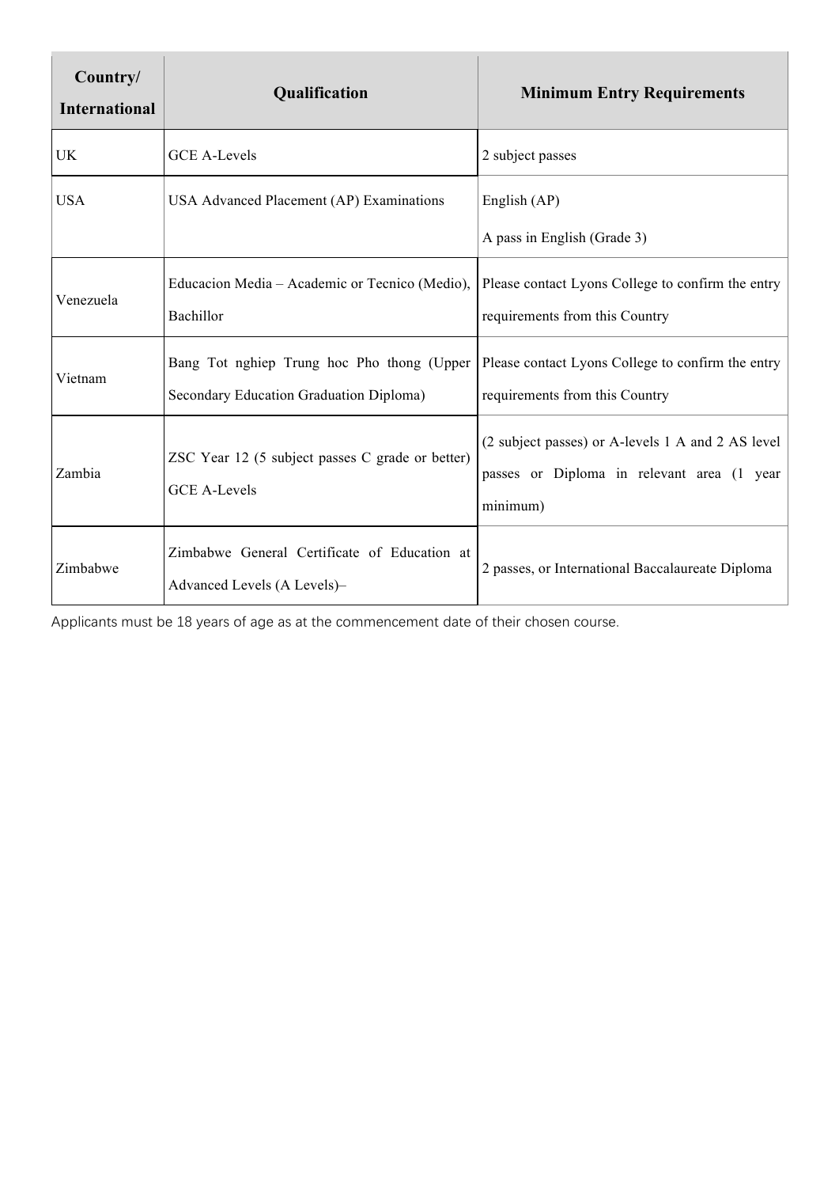| Country/ International | Qualification | Minimum Entry Requirements |
|---|---|---|
| UK | GCE A-Levels | 2 subject passes |
| USA | USA Advanced Placement (AP) Examinations | English (AP)<br>A pass in English (Grade 3) |
| Venezuela | Educacion Media – Academic or Tecnico (Medio), Bachillor | Please contact Lyons College to confirm the entry requirements from this Country |
| Vietnam | Bang Tot nghiep Trung hoc Pho thong (Upper Secondary Education Graduation Diploma) | Please contact Lyons College to confirm the entry requirements from this Country |
| Zambia | ZSC Year 12 (5 subject passes C grade or better) GCE A-Levels | (2 subject passes) or A-levels 1 A and 2 AS level passes or Diploma in relevant area (1 year minimum) |
| Zimbabwe | Zimbabwe General Certificate of Education at Advanced Levels (A Levels)– | 2 passes, or International Baccalaureate Diploma |

Applicants must be 18 years of age as at the commencement date of their chosen course.